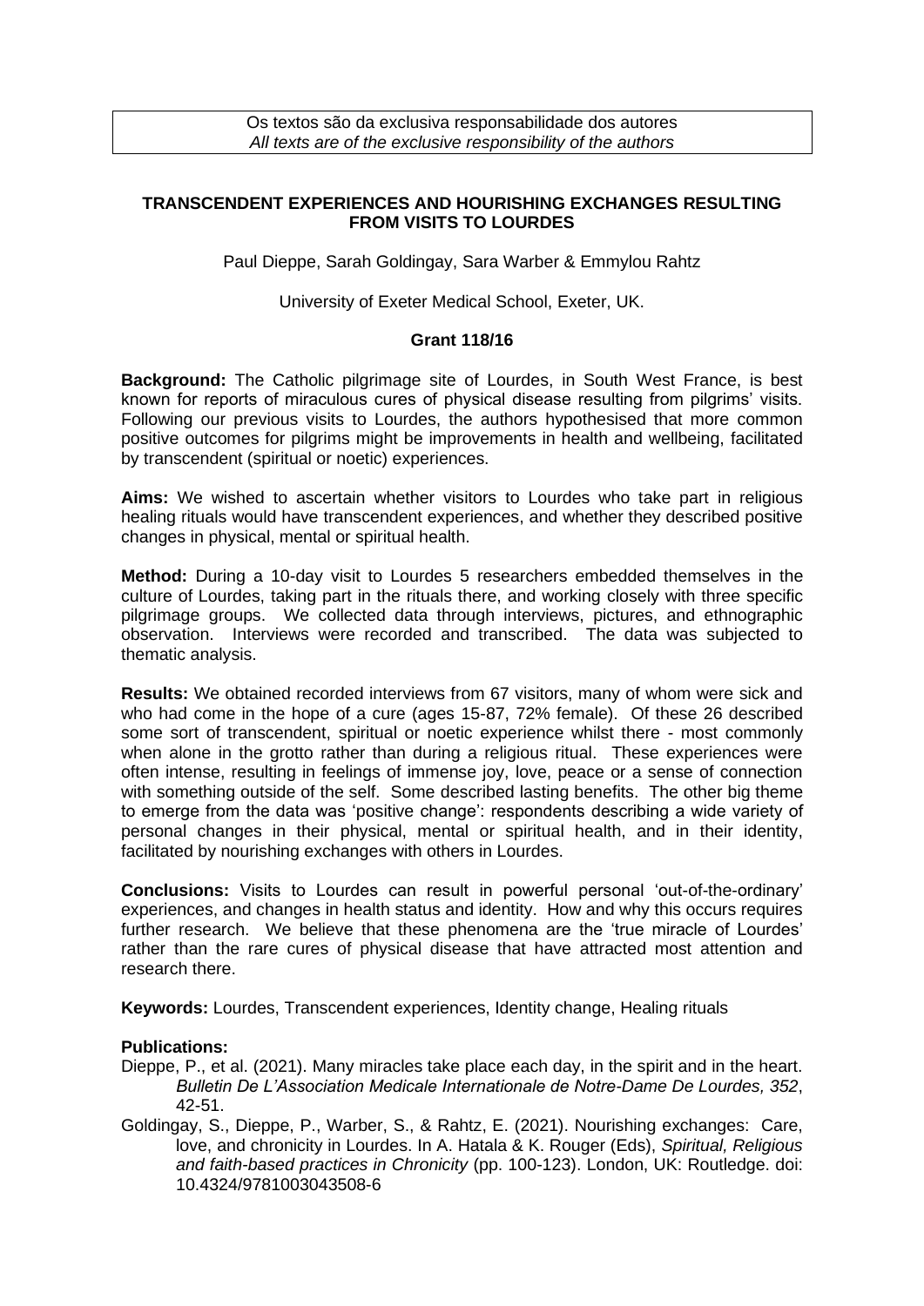Os textos são da exclusiva responsabilidade dos autores
*All texts are of the exclusive responsibility of the authors*

# TRANSCENDENT EXPERIENCES AND HOURISHING EXCHANGES RESULTING FROM VISITS TO LOURDES

Paul Dieppe, Sarah Goldingay, Sara Warber & Emmylou Rahtz

University of Exeter Medical School, Exeter, UK.

**Grant 118/16**

**Background:** The Catholic pilgrimage site of Lourdes, in South West France, is best known for reports of miraculous cures of physical disease resulting from pilgrims' visits. Following our previous visits to Lourdes, the authors hypothesised that more common positive outcomes for pilgrims might be improvements in health and wellbeing, facilitated by transcendent (spiritual or noetic) experiences.

**Aims:** We wished to ascertain whether visitors to Lourdes who take part in religious healing rituals would have transcendent experiences, and whether they described positive changes in physical, mental or spiritual health.

**Method:** During a 10-day visit to Lourdes 5 researchers embedded themselves in the culture of Lourdes, taking part in the rituals there, and working closely with three specific pilgrimage groups. We collected data through interviews, pictures, and ethnographic observation. Interviews were recorded and transcribed. The data was subjected to thematic analysis.

**Results:** We obtained recorded interviews from 67 visitors, many of whom were sick and who had come in the hope of a cure (ages 15-87, 72% female). Of these 26 described some sort of transcendent, spiritual or noetic experience whilst there - most commonly when alone in the grotto rather than during a religious ritual. These experiences were often intense, resulting in feelings of immense joy, love, peace or a sense of connection with something outside of the self. Some described lasting benefits. The other big theme to emerge from the data was 'positive change': respondents describing a wide variety of personal changes in their physical, mental or spiritual health, and in their identity, facilitated by nourishing exchanges with others in Lourdes.

**Conclusions:** Visits to Lourdes can result in powerful personal 'out-of-the-ordinary' experiences, and changes in health status and identity. How and why this occurs requires further research. We believe that these phenomena are the 'true miracle of Lourdes' rather than the rare cures of physical disease that have attracted most attention and research there.

**Keywords:** Lourdes, Transcendent experiences, Identity change, Healing rituals

**Publications:**

Dieppe, P., et al. (2021). Many miracles take place each day, in the spirit and in the heart. *Bulletin De L'Association Medicale Internationale de Notre-Dame De Lourdes, 352*, 42-51.

Goldingay, S., Dieppe, P., Warber, S., & Rahtz, E. (2021). Nourishing exchanges: Care, love, and chronicity in Lourdes. In A. Hatala & K. Rouger (Eds), *Spiritual, Religious and faith-based practices in Chronicity* (pp. 100-123). London, UK: Routledge. doi: 10.4324/9781003043508-6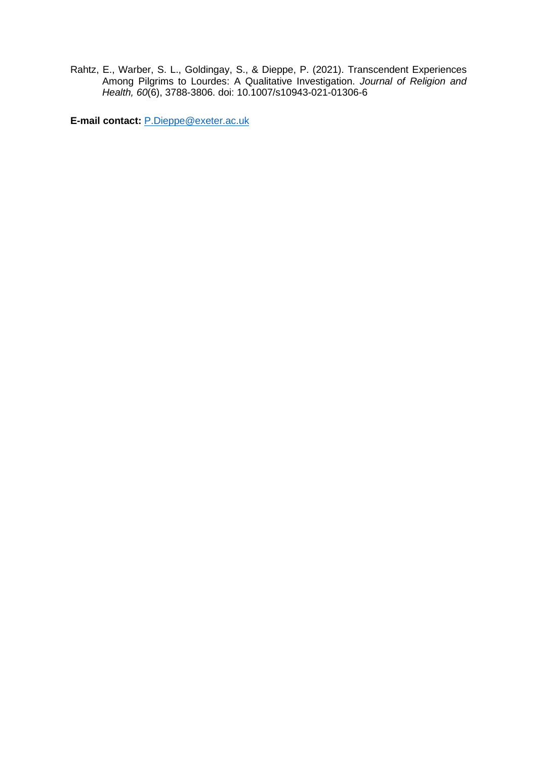Rahtz, E., Warber, S. L., Goldingay, S., & Dieppe, P. (2021). Transcendent Experiences Among Pilgrims to Lourdes: A Qualitative Investigation. *Journal of Religion and Health, 60*(6), 3788-3806. doi: 10.1007/s10943-021-01306-6

**E-mail contact:** P.Dieppe@exeter.ac.uk